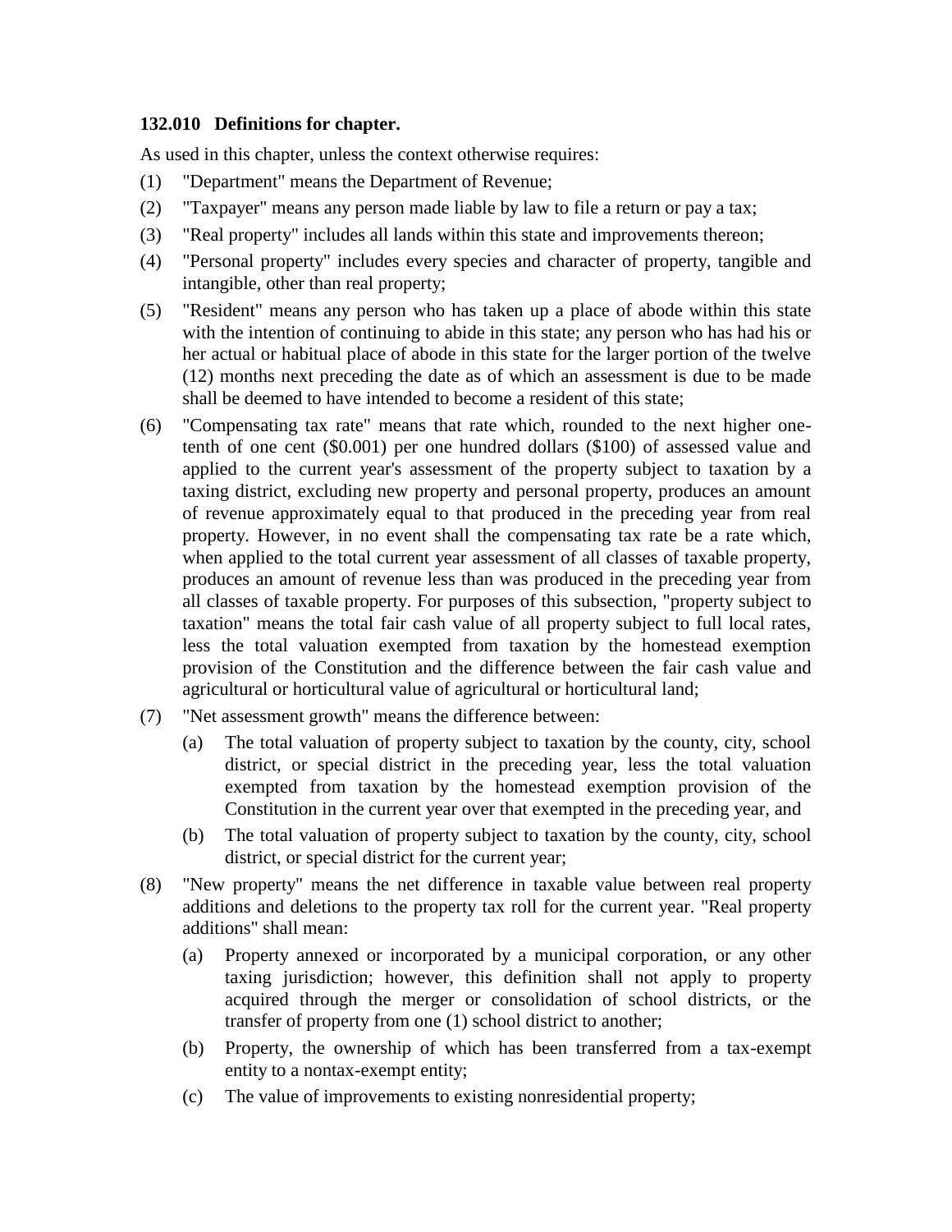**132.010 Definitions for chapter.**

As used in this chapter, unless the context otherwise requires:

(1) "Department" means the Department of Revenue;

(2) "Taxpayer" means any person made liable by law to file a return or pay a tax;

(3) "Real property" includes all lands within this state and improvements thereon;

(4) "Personal property" includes every species and character of property, tangible and intangible, other than real property;

(5) "Resident" means any person who has taken up a place of abode within this state with the intention of continuing to abide in this state; any person who has had his or her actual or habitual place of abode in this state for the larger portion of the twelve (12) months next preceding the date as of which an assessment is due to be made shall be deemed to have intended to become a resident of this state;

(6) "Compensating tax rate" means that rate which, rounded to the next higher one-tenth of one cent ($0.001) per one hundred dollars ($100) of assessed value and applied to the current year's assessment of the property subject to taxation by a taxing district, excluding new property and personal property, produces an amount of revenue approximately equal to that produced in the preceding year from real property. However, in no event shall the compensating tax rate be a rate which, when applied to the total current year assessment of all classes of taxable property, produces an amount of revenue less than was produced in the preceding year from all classes of taxable property. For purposes of this subsection, "property subject to taxation" means the total fair cash value of all property subject to full local rates, less the total valuation exempted from taxation by the homestead exemption provision of the Constitution and the difference between the fair cash value and agricultural or horticultural value of agricultural or horticultural land;

(7) "Net assessment growth" means the difference between:

   (a) The total valuation of property subject to taxation by the county, city, school district, or special district in the preceding year, less the total valuation exempted from taxation by the homestead exemption provision of the Constitution in the current year over that exempted in the preceding year, and

   (b) The total valuation of property subject to taxation by the county, city, school district, or special district for the current year;

(8) "New property" means the net difference in taxable value between real property additions and deletions to the property tax roll for the current year. "Real property additions" shall mean:

   (a) Property annexed or incorporated by a municipal corporation, or any other taxing jurisdiction; however, this definition shall not apply to property acquired through the merger or consolidation of school districts, or the transfer of property from one (1) school district to another;

   (b) Property, the ownership of which has been transferred from a tax-exempt entity to a nontax-exempt entity;

   (c) The value of improvements to existing nonresidential property;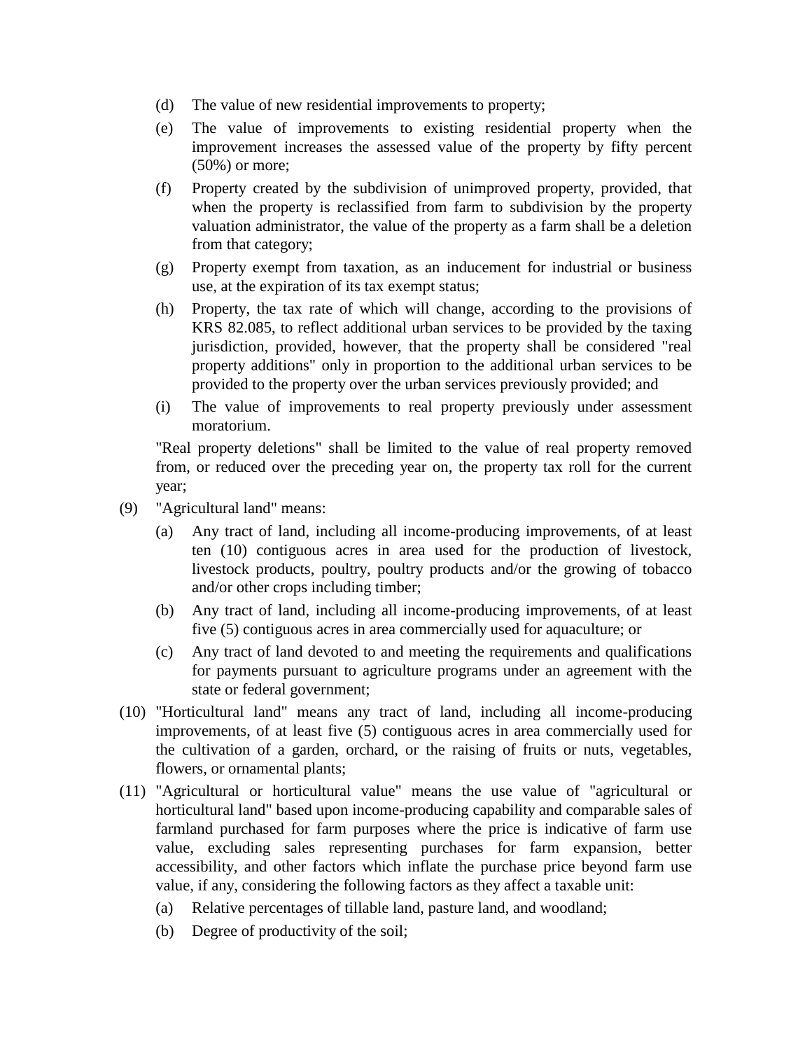(d) The value of new residential improvements to property;

(e) The value of improvements to existing residential property when the improvement increases the assessed value of the property by fifty percent (50%) or more;

(f) Property created by the subdivision of unimproved property, provided, that when the property is reclassified from farm to subdivision by the property valuation administrator, the value of the property as a farm shall be a deletion from that category;

(g) Property exempt from taxation, as an inducement for industrial or business use, at the expiration of its tax exempt status;

(h) Property, the tax rate of which will change, according to the provisions of KRS 82.085, to reflect additional urban services to be provided by the taxing jurisdiction, provided, however, that the property shall be considered "real property additions" only in proportion to the additional urban services to be provided to the property over the urban services previously provided; and

(i) The value of improvements to real property previously under assessment moratorium.

"Real property deletions" shall be limited to the value of real property removed from, or reduced over the preceding year on, the property tax roll for the current year;

(9) "Agricultural land" means:

(a) Any tract of land, including all income-producing improvements, of at least ten (10) contiguous acres in area used for the production of livestock, livestock products, poultry, poultry products and/or the growing of tobacco and/or other crops including timber;

(b) Any tract of land, including all income-producing improvements, of at least five (5) contiguous acres in area commercially used for aquaculture; or

(c) Any tract of land devoted to and meeting the requirements and qualifications for payments pursuant to agriculture programs under an agreement with the state or federal government;

(10) "Horticultural land" means any tract of land, including all income-producing improvements, of at least five (5) contiguous acres in area commercially used for the cultivation of a garden, orchard, or the raising of fruits or nuts, vegetables, flowers, or ornamental plants;

(11) "Agricultural or horticultural value" means the use value of "agricultural or horticultural land" based upon income-producing capability and comparable sales of farmland purchased for farm purposes where the price is indicative of farm use value, excluding sales representing purchases for farm expansion, better accessibility, and other factors which inflate the purchase price beyond farm use value, if any, considering the following factors as they affect a taxable unit:

(a) Relative percentages of tillable land, pasture land, and woodland;

(b) Degree of productivity of the soil;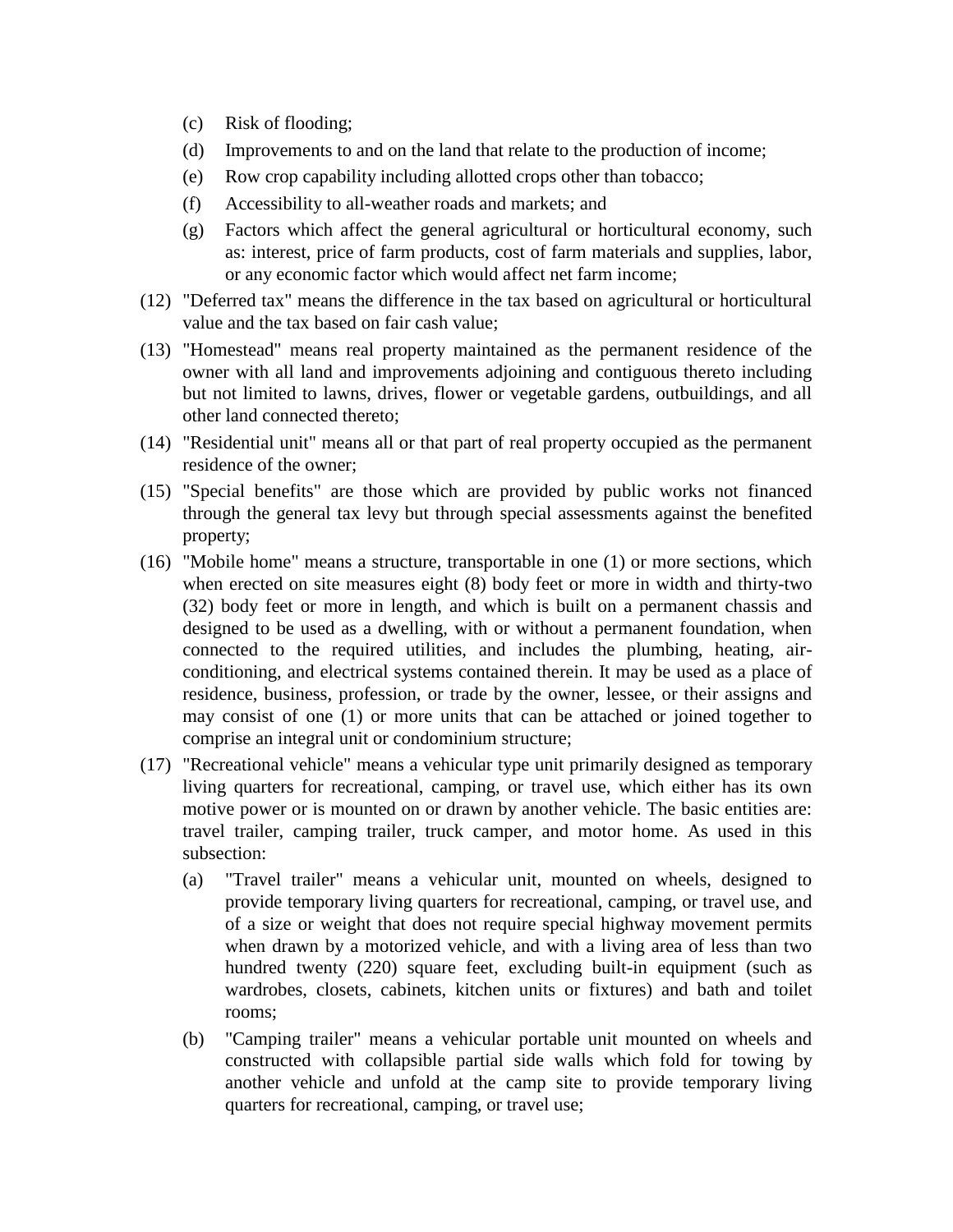(c) Risk of flooding;

(d) Improvements to and on the land that relate to the production of income;

(e) Row crop capability including allotted crops other than tobacco;

(f) Accessibility to all-weather roads and markets; and

(g) Factors which affect the general agricultural or horticultural economy, such as: interest, price of farm products, cost of farm materials and supplies, labor, or any economic factor which would affect net farm income;

(12) "Deferred tax" means the difference in the tax based on agricultural or horticultural value and the tax based on fair cash value;

(13) "Homestead" means real property maintained as the permanent residence of the owner with all land and improvements adjoining and contiguous thereto including but not limited to lawns, drives, flower or vegetable gardens, outbuildings, and all other land connected thereto;

(14) "Residential unit" means all or that part of real property occupied as the permanent residence of the owner;

(15) "Special benefits" are those which are provided by public works not financed through the general tax levy but through special assessments against the benefited property;

(16) "Mobile home" means a structure, transportable in one (1) or more sections, which when erected on site measures eight (8) body feet or more in width and thirty-two (32) body feet or more in length, and which is built on a permanent chassis and designed to be used as a dwelling, with or without a permanent foundation, when connected to the required utilities, and includes the plumbing, heating, air-conditioning, and electrical systems contained therein. It may be used as a place of residence, business, profession, or trade by the owner, lessee, or their assigns and may consist of one (1) or more units that can be attached or joined together to comprise an integral unit or condominium structure;

(17) "Recreational vehicle" means a vehicular type unit primarily designed as temporary living quarters for recreational, camping, or travel use, which either has its own motive power or is mounted on or drawn by another vehicle. The basic entities are: travel trailer, camping trailer, truck camper, and motor home. As used in this subsection:

(a) "Travel trailer" means a vehicular unit, mounted on wheels, designed to provide temporary living quarters for recreational, camping, or travel use, and of a size or weight that does not require special highway movement permits when drawn by a motorized vehicle, and with a living area of less than two hundred twenty (220) square feet, excluding built-in equipment (such as wardrobes, closets, cabinets, kitchen units or fixtures) and bath and toilet rooms;

(b) "Camping trailer" means a vehicular portable unit mounted on wheels and constructed with collapsible partial side walls which fold for towing by another vehicle and unfold at the camp site to provide temporary living quarters for recreational, camping, or travel use;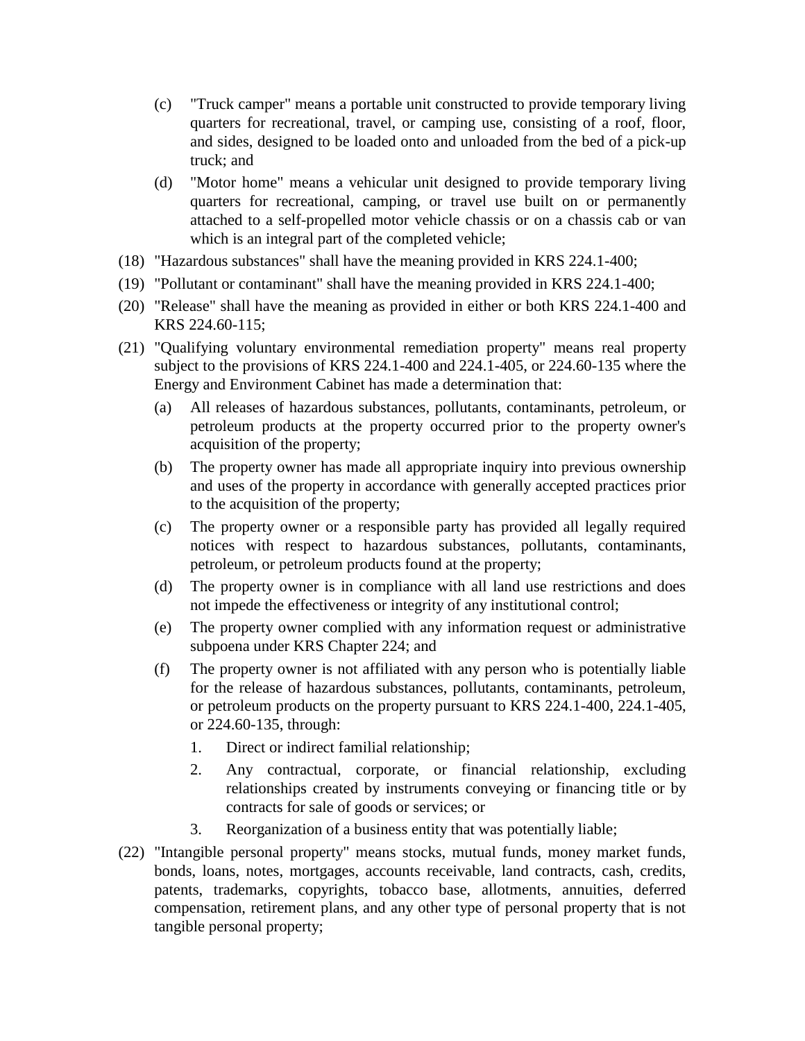(c) "Truck camper" means a portable unit constructed to provide temporary living quarters for recreational, travel, or camping use, consisting of a roof, floor, and sides, designed to be loaded onto and unloaded from the bed of a pick-up truck; and

(d) "Motor home" means a vehicular unit designed to provide temporary living quarters for recreational, camping, or travel use built on or permanently attached to a self-propelled motor vehicle chassis or on a chassis cab or van which is an integral part of the completed vehicle;

(18) "Hazardous substances" shall have the meaning provided in KRS 224.1-400;

(19) "Pollutant or contaminant" shall have the meaning provided in KRS 224.1-400;

(20) "Release" shall have the meaning as provided in either or both KRS 224.1-400 and KRS 224.60-115;

(21) "Qualifying voluntary environmental remediation property" means real property subject to the provisions of KRS 224.1-400 and 224.1-405, or 224.60-135 where the Energy and Environment Cabinet has made a determination that:

(a) All releases of hazardous substances, pollutants, contaminants, petroleum, or petroleum products at the property occurred prior to the property owner's acquisition of the property;

(b) The property owner has made all appropriate inquiry into previous ownership and uses of the property in accordance with generally accepted practices prior to the acquisition of the property;

(c) The property owner or a responsible party has provided all legally required notices with respect to hazardous substances, pollutants, contaminants, petroleum, or petroleum products found at the property;

(d) The property owner is in compliance with all land use restrictions and does not impede the effectiveness or integrity of any institutional control;

(e) The property owner complied with any information request or administrative subpoena under KRS Chapter 224; and

(f) The property owner is not affiliated with any person who is potentially liable for the release of hazardous substances, pollutants, contaminants, petroleum, or petroleum products on the property pursuant to KRS 224.1-400, 224.1-405, or 224.60-135, through:

1. Direct or indirect familial relationship;
2. Any contractual, corporate, or financial relationship, excluding relationships created by instruments conveying or financing title or by contracts for sale of goods or services; or
3. Reorganization of a business entity that was potentially liable;

(22) "Intangible personal property" means stocks, mutual funds, money market funds, bonds, loans, notes, mortgages, accounts receivable, land contracts, cash, credits, patents, trademarks, copyrights, tobacco base, allotments, annuities, deferred compensation, retirement plans, and any other type of personal property that is not tangible personal property;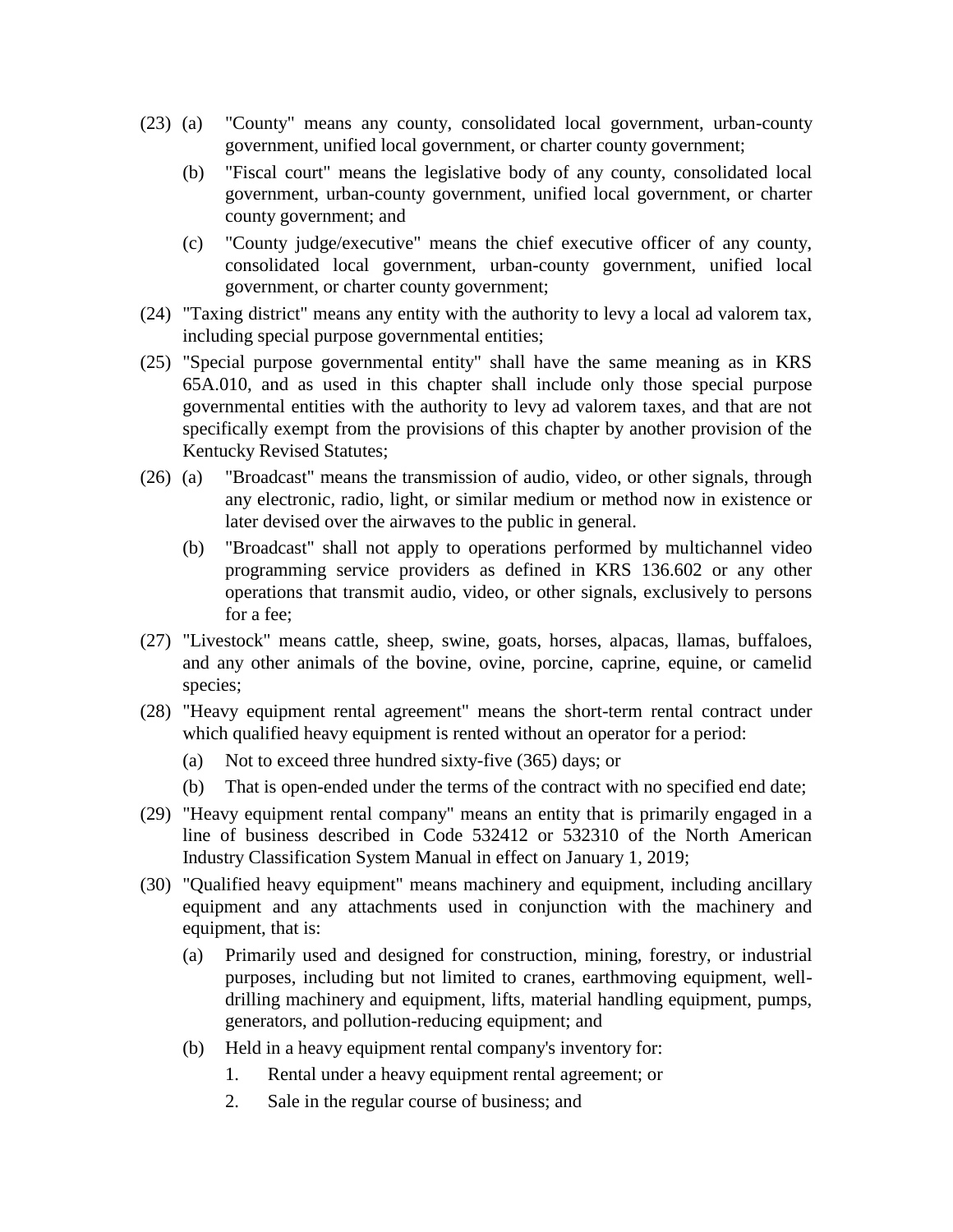(23) (a) "County" means any county, consolidated local government, urban-county government, unified local government, or charter county government;

(b) "Fiscal court" means the legislative body of any county, consolidated local government, urban-county government, unified local government, or charter county government; and

(c) "County judge/executive" means the chief executive officer of any county, consolidated local government, urban-county government, unified local government, or charter county government;

(24) "Taxing district" means any entity with the authority to levy a local ad valorem tax, including special purpose governmental entities;

(25) "Special purpose governmental entity" shall have the same meaning as in KRS 65A.010, and as used in this chapter shall include only those special purpose governmental entities with the authority to levy ad valorem taxes, and that are not specifically exempt from the provisions of this chapter by another provision of the Kentucky Revised Statutes;

(26) (a) "Broadcast" means the transmission of audio, video, or other signals, through any electronic, radio, light, or similar medium or method now in existence or later devised over the airwaves to the public in general.

(b) "Broadcast" shall not apply to operations performed by multichannel video programming service providers as defined in KRS 136.602 or any other operations that transmit audio, video, or other signals, exclusively to persons for a fee;

(27) "Livestock" means cattle, sheep, swine, goats, horses, alpacas, llamas, buffaloes, and any other animals of the bovine, ovine, porcine, caprine, equine, or camelid species;

(28) "Heavy equipment rental agreement" means the short-term rental contract under which qualified heavy equipment is rented without an operator for a period:

(a) Not to exceed three hundred sixty-five (365) days; or

(b) That is open-ended under the terms of the contract with no specified end date;

(29) "Heavy equipment rental company" means an entity that is primarily engaged in a line of business described in Code 532412 or 532310 of the North American Industry Classification System Manual in effect on January 1, 2019;

(30) "Qualified heavy equipment" means machinery and equipment, including ancillary equipment and any attachments used in conjunction with the machinery and equipment, that is:

(a) Primarily used and designed for construction, mining, forestry, or industrial purposes, including but not limited to cranes, earthmoving equipment, well-drilling machinery and equipment, lifts, material handling equipment, pumps, generators, and pollution-reducing equipment; and

(b) Held in a heavy equipment rental company's inventory for:

1. Rental under a heavy equipment rental agreement; or

2. Sale in the regular course of business; and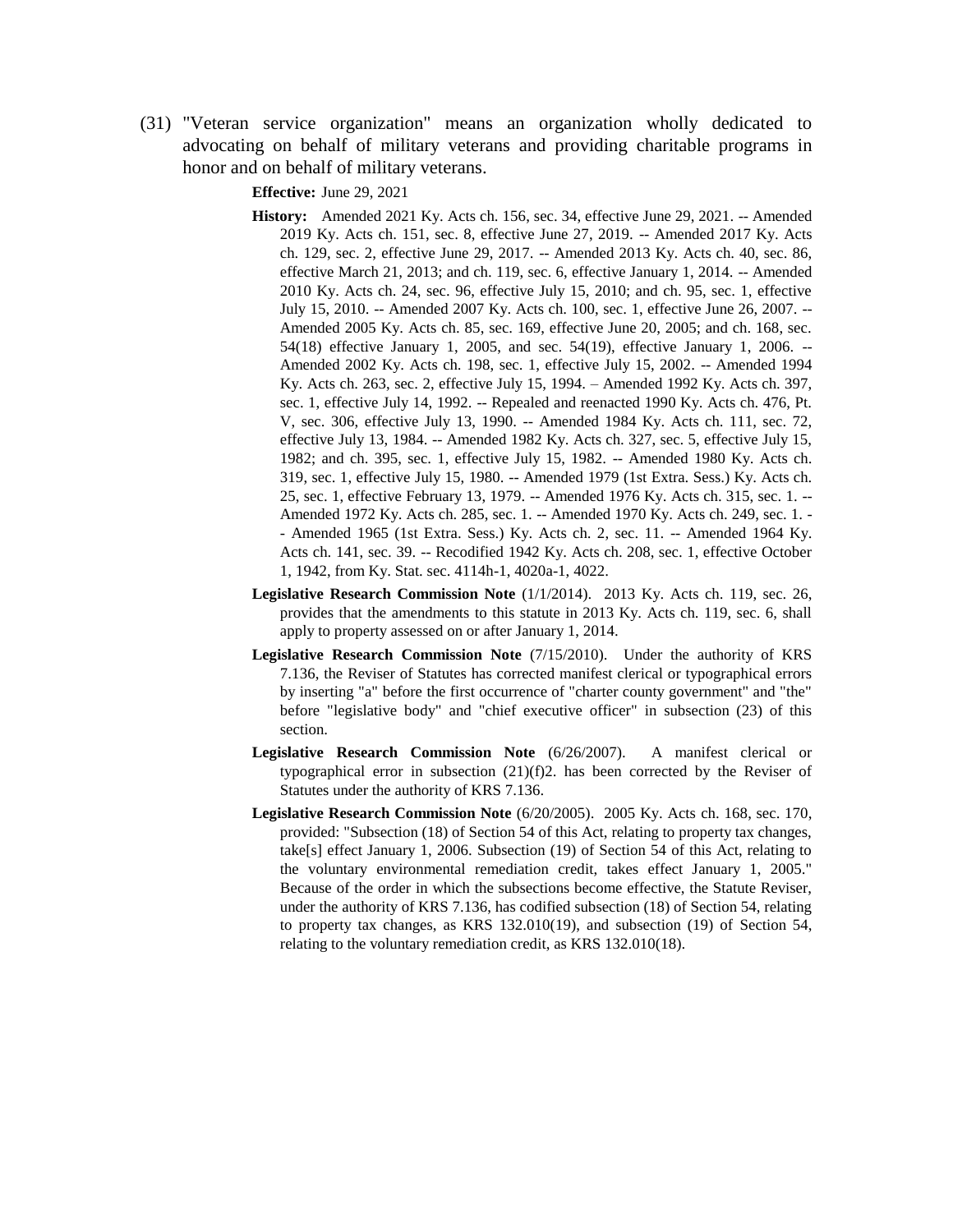(31) "Veteran service organization" means an organization wholly dedicated to advocating on behalf of military veterans and providing charitable programs in honor and on behalf of military veterans.

**Effective:** June 29, 2021

**History:** Amended 2021 Ky. Acts ch. 156, sec. 34, effective June 29, 2021. -- Amended 2019 Ky. Acts ch. 151, sec. 8, effective June 27, 2019. -- Amended 2017 Ky. Acts ch. 129, sec. 2, effective June 29, 2017. -- Amended 2013 Ky. Acts ch. 40, sec. 86, effective March 21, 2013; and ch. 119, sec. 6, effective January 1, 2014. -- Amended 2010 Ky. Acts ch. 24, sec. 96, effective July 15, 2010; and ch. 95, sec. 1, effective July 15, 2010. -- Amended 2007 Ky. Acts ch. 100, sec. 1, effective June 26, 2007. -- Amended 2005 Ky. Acts ch. 85, sec. 169, effective June 20, 2005; and ch. 168, sec. 54(18) effective January 1, 2005, and sec. 54(19), effective January 1, 2006. -- Amended 2002 Ky. Acts ch. 198, sec. 1, effective July 15, 2002. -- Amended 1994 Ky. Acts ch. 263, sec. 2, effective July 15, 1994. – Amended 1992 Ky. Acts ch. 397, sec. 1, effective July 14, 1992. -- Repealed and reenacted 1990 Ky. Acts ch. 476, Pt. V, sec. 306, effective July 13, 1990. -- Amended 1984 Ky. Acts ch. 111, sec. 72, effective July 13, 1984. -- Amended 1982 Ky. Acts ch. 327, sec. 5, effective July 15, 1982; and ch. 395, sec. 1, effective July 15, 1982. -- Amended 1980 Ky. Acts ch. 319, sec. 1, effective July 15, 1980. -- Amended 1979 (1st Extra. Sess.) Ky. Acts ch. 25, sec. 1, effective February 13, 1979. -- Amended 1976 Ky. Acts ch. 315, sec. 1. -- Amended 1972 Ky. Acts ch. 285, sec. 1. -- Amended 1970 Ky. Acts ch. 249, sec. 1. -- Amended 1965 (1st Extra. Sess.) Ky. Acts ch. 2, sec. 11. -- Amended 1964 Ky. Acts ch. 141, sec. 39. -- Recodified 1942 Ky. Acts ch. 208, sec. 1, effective October 1, 1942, from Ky. Stat. sec. 4114h-1, 4020a-1, 4022.

**Legislative Research Commission Note** (1/1/2014). 2013 Ky. Acts ch. 119, sec. 26, provides that the amendments to this statute in 2013 Ky. Acts ch. 119, sec. 6, shall apply to property assessed on or after January 1, 2014.

**Legislative Research Commission Note** (7/15/2010). Under the authority of KRS 7.136, the Reviser of Statutes has corrected manifest clerical or typographical errors by inserting "a" before the first occurrence of "charter county government" and "the" before "legislative body" and "chief executive officer" in subsection (23) of this section.

**Legislative Research Commission Note** (6/26/2007). A manifest clerical or typographical error in subsection (21)(f)2. has been corrected by the Reviser of Statutes under the authority of KRS 7.136.

**Legislative Research Commission Note** (6/20/2005). 2005 Ky. Acts ch. 168, sec. 170, provided: "Subsection (18) of Section 54 of this Act, relating to property tax changes, take[s] effect January 1, 2006. Subsection (19) of Section 54 of this Act, relating to the voluntary environmental remediation credit, takes effect January 1, 2005." Because of the order in which the subsections become effective, the Statute Reviser, under the authority of KRS 7.136, has codified subsection (18) of Section 54, relating to property tax changes, as KRS 132.010(19), and subsection (19) of Section 54, relating to the voluntary remediation credit, as KRS 132.010(18).